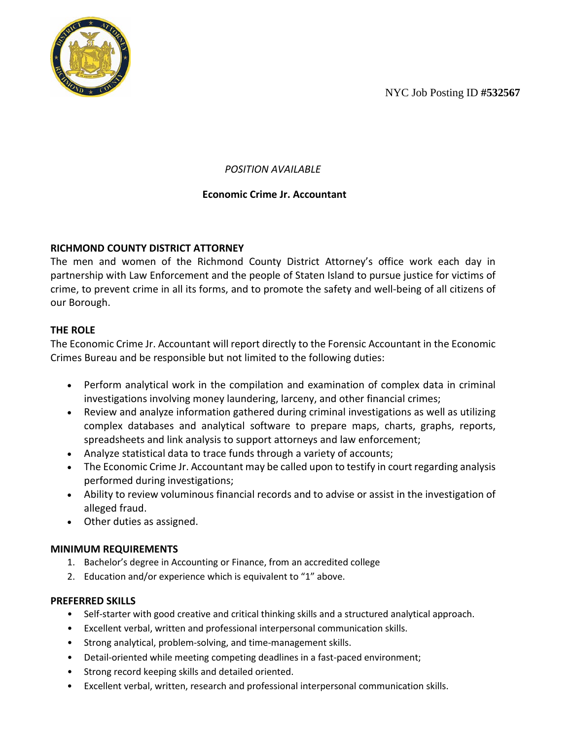NYC Job Posting ID **#532567**

*POSITION AVAILABLE*

**Economic Crime Jr. Accountant**

## RICHMOND COUNTY DISTRICT ATTORNEY

The men and women of the Richmond County District Attorney's office work each day in partnership with Law Enforcement and the people of Staten Island to pursue justice for victims of crime, to prevent crime in all its forms, and to promote the safety and well-being of all citizens of our Borough.

## THE ROLE

The Economic Crime Jr. Accountant will report directly to the Forensic Accountant in the Economic Crimes Bureau and be responsible but not limited to the following duties:

- Perform analytical work in the compilation and examination of complex data in criminal investigations involving money laundering, larceny, and other financial crimes;
- Review and analyze information gathered during criminal investigations as well as utilizing complex databases and analytical software to prepare maps, charts, graphs, reports, spreadsheets and link analysis to support attorneys and law enforcement;
- Analyze statistical data to trace funds through a variety of accounts;
- The Economic Crime Jr. Accountant may be called upon to testify in court regarding analysis performed during investigations;
- Ability to review voluminous financial records and to advise or assist in the investigation of alleged fraud.
- Other duties as assigned.

## MINIMUM REQUIREMENTS

1. Bachelor's degree in Accounting or Finance, from an accredited college
2. Education and/or experience which is equivalent to "1" above.

## PREFERRED SKILLS

- Self-starter with good creative and critical thinking skills and a structured analytical approach.
- Excellent verbal, written and professional interpersonal communication skills.
- Strong analytical, problem-solving, and time-management skills.
- Detail-oriented while meeting competing deadlines in a fast-paced environment;
- Strong record keeping skills and detailed oriented.
- Excellent verbal, written, research and professional interpersonal communication skills.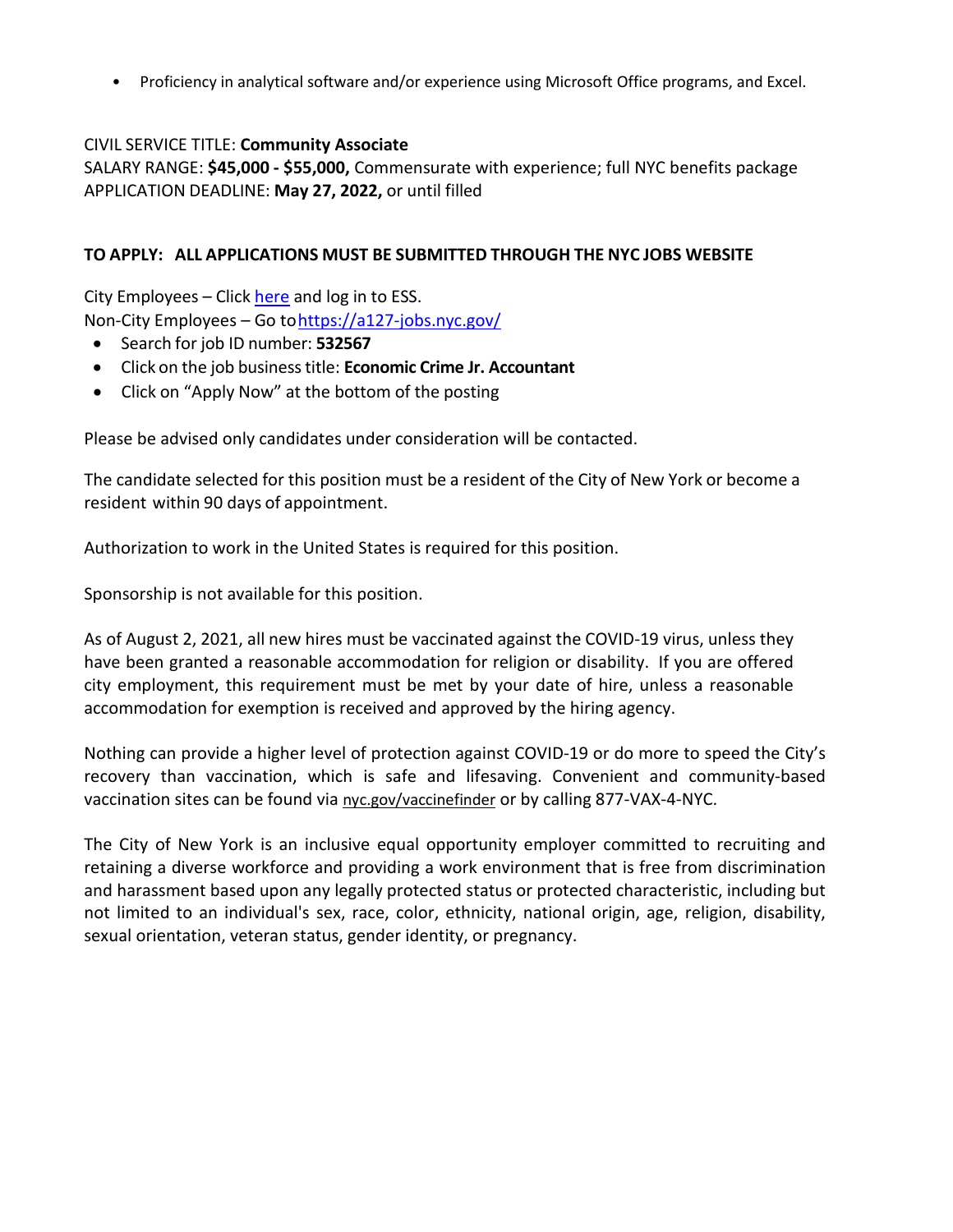- Proficiency in analytical software and/or experience using Microsoft Office programs, and Excel.

CIVIL SERVICE TITLE: **Community Associate**
SALARY RANGE: **$45,000 - $55,000,** Commensurate with experience; full NYC benefits package
APPLICATION DEADLINE: **May 27, 2022,** or until filled

**TO APPLY: ALL APPLICATIONS MUST BE SUBMITTED THROUGH THE NYC JOBS WEBSITE**

City Employees – Click [here](here) and log in to ESS.
Non-City Employees – Go to [https://a127-jobs.nyc.gov/](https://a127-jobs.nyc.gov/)

- Search for job ID number: **532567**
- Click on the job business title: **Economic Crime Jr. Accountant**
- Click on "Apply Now" at the bottom of the posting

Please be advised only candidates under consideration will be contacted.

The candidate selected for this position must be a resident of the City of New York or become a resident within 90 days of appointment.

Authorization to work in the United States is required for this position.

Sponsorship is not available for this position.

As of August 2, 2021, all new hires must be vaccinated against the COVID-19 virus, unless they have been granted a reasonable accommodation for religion or disability. If you are offered city employment, this requirement must be met by your date of hire, unless a reasonable accommodation for exemption is received and approved by the hiring agency.

Nothing can provide a higher level of protection against COVID-19 or do more to speed the City's recovery than vaccination, which is safe and lifesaving. Convenient and community-based vaccination sites can be found via nyc.gov/vaccinefinder or by calling 877-VAX-4-NYC.

The City of New York is an inclusive equal opportunity employer committed to recruiting and retaining a diverse workforce and providing a work environment that is free from discrimination and harassment based upon any legally protected status or protected characteristic, including but not limited to an individual's sex, race, color, ethnicity, national origin, age, religion, disability, sexual orientation, veteran status, gender identity, or pregnancy.